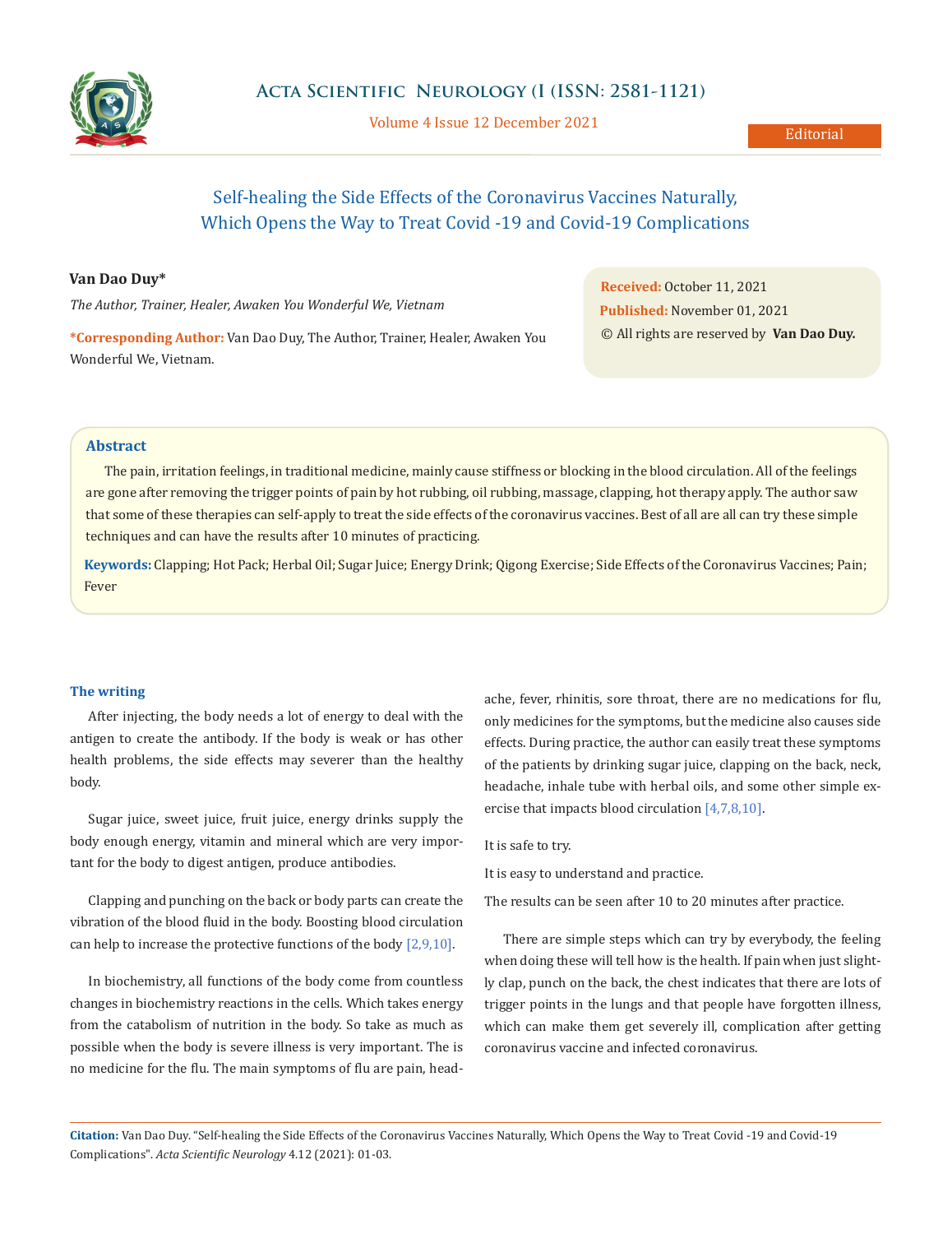# Self-healing the Side Effects of the Coronavirus Vaccines Naturally, Which Opens the Way to Treat Covid -19 and Covid-19 Complications

**Van Dao Duy***

*The Author, Trainer, Healer, Awaken You Wonderful We, Vietnam*

***Corresponding Author:** Van Dao Duy, The Author, Trainer, Healer, Awaken You Wonderful We, Vietnam.

**Received:** October 11, 2021

**Published:** November 01, 2021

© All rights are reserved by **Van Dao Duy.**

## Abstract

The pain, irritation feelings, in traditional medicine, mainly cause stiffness or blocking in the blood circulation. All of the feelings are gone after removing the trigger points of pain by hot rubbing, oil rubbing, massage, clapping, hot therapy apply. The author saw that some of these therapies can self-apply to treat the side effects of the coronavirus vaccines. Best of all are all can try these simple techniques and can have the results after 10 minutes of practicing.

**Keywords:** Clapping; Hot Pack; Herbal Oil; Sugar Juice; Energy Drink; Qigong Exercise; Side Effects of the Coronavirus Vaccines; Pain; Fever

### The writing

After injecting, the body needs a lot of energy to deal with the antigen to create the antibody. If the body is weak or has other health problems, the side effects may severer than the healthy body.

Sugar juice, sweet juice, fruit juice, energy drinks supply the body enough energy, vitamin and mineral which are very important for the body to digest antigen, produce antibodies.

Clapping and punching on the back or body parts can create the vibration of the blood fluid in the body. Boosting blood circulation can help to increase the protective functions of the body [2,9,10].

In biochemistry, all functions of the body come from countless changes in biochemistry reactions in the cells. Which takes energy from the catabolism of nutrition in the body. So take as much as possible when the body is severe illness is very important. The is no medicine for the flu. The main symptoms of flu are pain, headache, fever, rhinitis, sore throat, there are no medications for flu, only medicines for the symptoms, but the medicine also causes side effects. During practice, the author can easily treat these symptoms of the patients by drinking sugar juice, clapping on the back, neck, headache, inhale tube with herbal oils, and some other simple exercise that impacts blood circulation [4,7,8,10].

It is safe to try.

It is easy to understand and practice.

The results can be seen after 10 to 20 minutes after practice.

There are simple steps which can try by everybody, the feeling when doing these will tell how is the health. If pain when just slightly clap, punch on the back, the chest indicates that there are lots of trigger points in the lungs and that people have forgotten illness, which can make them get severely ill, complication after getting coronavirus vaccine and infected coronavirus.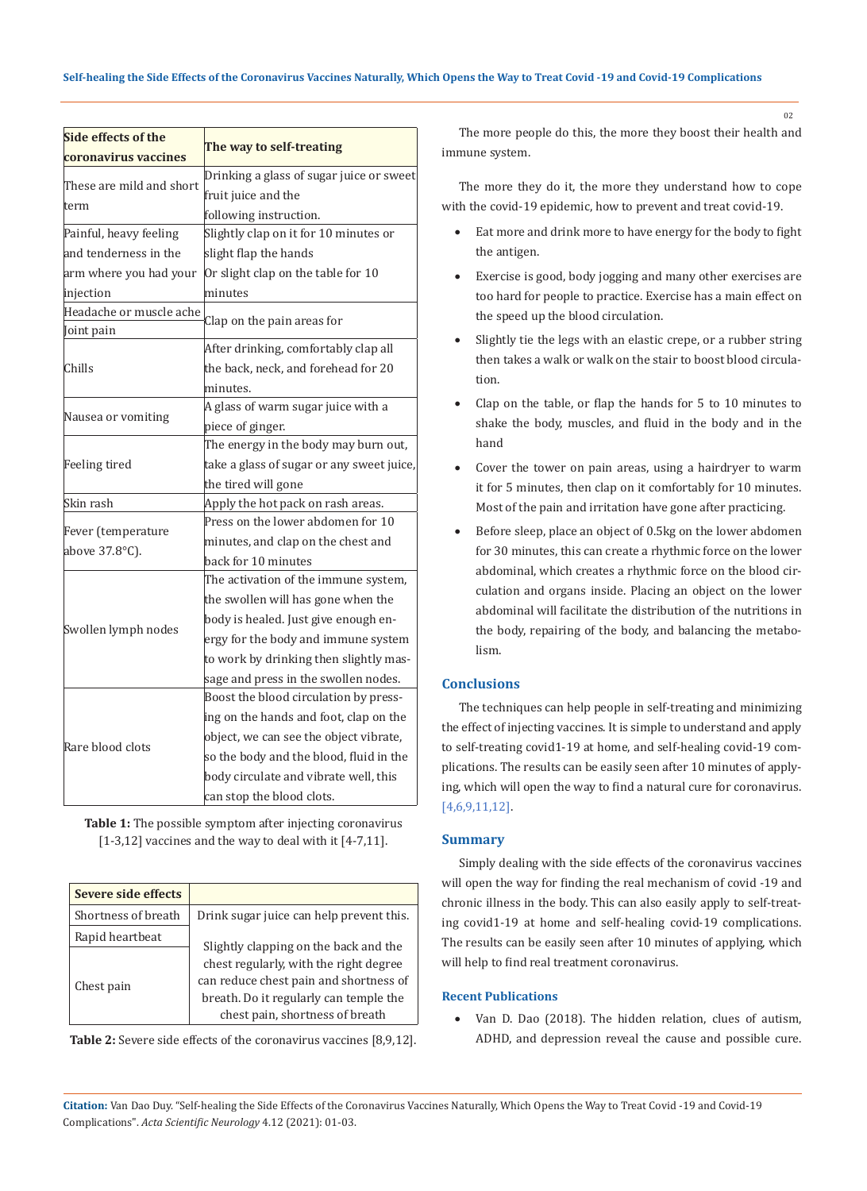| Side effects of the coronavirus vaccines | The way to self-treating |
|---|---|
| These are mild and short term | Drinking a glass of sugar juice or sweet fruit juice and the following instruction. |
| Painful, heavy feeling and tenderness in the arm where you had your injection | Slightly clap on it for 10 minutes or slight flap the hands Or slight clap on the table for 10 minutes |
| Headache or muscle ache Joint pain | Clap on the pain areas for |
| Chills | After drinking, comfortably clap all the back, neck, and forehead for 20 minutes. |
| Nausea or vomiting | A glass of warm sugar juice with a piece of ginger. |
| Feeling tired | The energy in the body may burn out, take a glass of sugar or any sweet juice, the tired will gone |
| Skin rash | Apply the hot pack on rash areas. |
| Fever (temperature above 37.8°C). | Press on the lower abdomen for 10 minutes, and clap on the chest and back for 10 minutes |
| Swollen lymph nodes | The activation of the immune system, the swollen will has gone when the body is healed. Just give enough energy for the body and immune system to work by drinking then slightly massage and press in the swollen nodes. |
| Rare blood clots | Boost the blood circulation by pressing on the hands and foot, clap on the object, we can see the object vibrate, so the body and the blood, fluid in the body circulate and vibrate well, this can stop the blood clots. |

**Table 1:** The possible symptom after injecting coronavirus [1-3,12] vaccines and the way to deal with it [4-7,11].

| Severe side effects | |
|---|---|
| Shortness of breath | Drink sugar juice can help prevent this. |
| Rapid heartbeat | Slightly clapping on the back and the chest regularly, with the right degree can reduce chest pain and shortness of breath. Do it regularly can temple the chest pain, shortness of breath |
| Chest pain | |

**Table 2:** Severe side effects of the coronavirus vaccines [8,9,12].

The more people do this, the more they boost their health and immune system.

The more they do it, the more they understand how to cope with the covid-19 epidemic, how to prevent and treat covid-19.

- Eat more and drink more to have energy for the body to fight the antigen.
- Exercise is good, body jogging and many other exercises are too hard for people to practice. Exercise has a main effect on the speed up the blood circulation.
- Slightly tie the legs with an elastic crepe, or a rubber string then takes a walk or walk on the stair to boost blood circulation.
- Clap on the table, or flap the hands for 5 to 10 minutes to shake the body, muscles, and fluid in the body and in the hand
- Cover the tower on pain areas, using a hairdryer to warm it for 5 minutes, then clap on it comfortably for 10 minutes. Most of the pain and irritation have gone after practicing.
- Before sleep, place an object of 0.5kg on the lower abdomen for 30 minutes, this can create a rhythmic force on the lower abdominal, which creates a rhythmic force on the blood circulation and organs inside. Placing an object on the lower abdominal will facilitate the distribution of the nutritions in the body, repairing of the body, and balancing the metabolism.

## Conclusions

The techniques can help people in self-treating and minimizing the effect of injecting vaccines. It is simple to understand and apply to self-treating covid1-19 at home, and self-healing covid-19 complications. The results can be easily seen after 10 minutes of applying, which will open the way to find a natural cure for coronavirus. [4,6,9,11,12].

## Summary

Simply dealing with the side effects of the coronavirus vaccines will open the way for finding the real mechanism of covid -19 and chronic illness in the body. This can also easily apply to self-treating covid1-19 at home and self-healing covid-19 complications. The results can be easily seen after 10 minutes of applying, which will help to find real treatment coronavirus.

## Recent Publications

- Van D. Dao (2018). The hidden relation, clues of autism, ADHD, and depression reveal the cause and possible cure.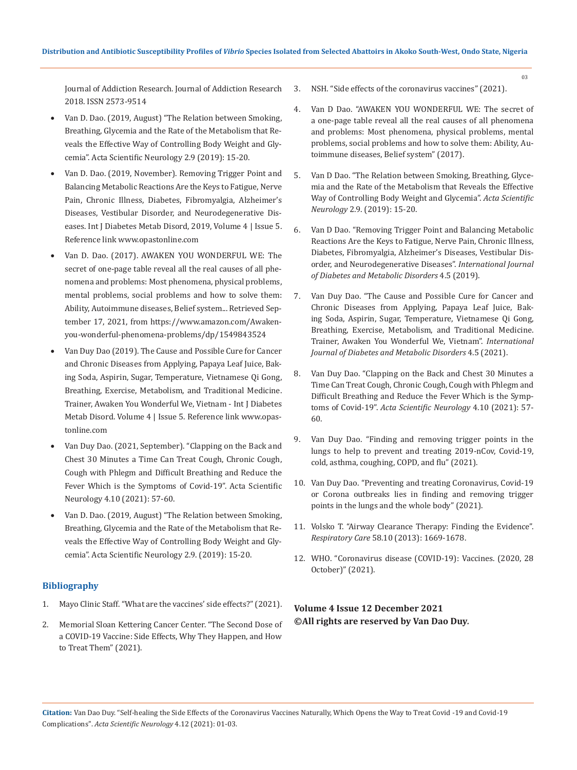Journal of Addiction Research. Journal of Addiction Research 2018. ISSN 2573-9514

- Van D. Dao. (2019, August) "The Relation between Smoking, Breathing, Glycemia and the Rate of the Metabolism that Reveals the Effective Way of Controlling Body Weight and Glycemia". Acta Scientific Neurology 2.9 (2019): 15-20.
- Van D. Dao. (2019, November). Removing Trigger Point and Balancing Metabolic Reactions Are the Keys to Fatigue, Nerve Pain, Chronic Illness, Diabetes, Fibromyalgia, Alzheimer's Diseases, Vestibular Disorder, and Neurodegenerative Diseases. Int J Diabetes Metab Disord, 2019, Volume 4 | Issue 5. Reference link www.opastonline.com
- Van D. Dao. (2017). AWAKEN YOU WONDERFUL WE: The secret of one-page table reveal all the real causes of all phenomena and problems: Most phenomena, physical problems, mental problems, social problems and how to solve them: Ability, Autoimmune diseases, Belief system... Retrieved September 17, 2021, from https://www.amazon.com/Awaken-you-wonderful-phenomena-problems/dp/1549843524
- Van Duy Dao (2019). The Cause and Possible Cure for Cancer and Chronic Diseases from Applying, Papaya Leaf Juice, Baking Soda, Aspirin, Sugar, Temperature, Vietnamese Qi Gong, Breathing, Exercise, Metabolism, and Traditional Medicine. Trainer, Awaken You Wonderful We, Vietnam - Int J Diabetes Metab Disord. Volume 4 | Issue 5. Reference link www.opastonline.com
- Van Duy Dao. (2021, September). "Clapping on the Back and Chest 30 Minutes a Time Can Treat Cough, Chronic Cough, Cough with Phlegm and Difficult Breathing and Reduce the Fever Which is the Symptoms of Covid-19". Acta Scientific Neurology 4.10 (2021): 57-60.
- Van D. Dao. (2019, August) "The Relation between Smoking, Breathing, Glycemia and the Rate of the Metabolism that Reveals the Effective Way of Controlling Body Weight and Glycemia". Acta Scientific Neurology 2.9. (2019): 15-20.

## Bibliography

1. Mayo Clinic Staff. "What are the vaccines' side effects?" (2021).
2. Memorial Sloan Kettering Cancer Center. "The Second Dose of a COVID-19 Vaccine: Side Effects, Why They Happen, and How to Treat Them" (2021).
3. NSH. "Side effects of the coronavirus vaccines" (2021).
4. Van D Dao. "AWAKEN YOU WONDERFUL WE: The secret of a one-page table reveal all the real causes of all phenomena and problems: Most phenomena, physical problems, mental problems, social problems and how to solve them: Ability, Autoimmune diseases, Belief system" (2017).
5. Van D Dao. "The Relation between Smoking, Breathing, Glycemia and the Rate of the Metabolism that Reveals the Effective Way of Controlling Body Weight and Glycemia". *Acta Scientific Neurology* 2.9. (2019): 15-20.
6. Van D Dao. "Removing Trigger Point and Balancing Metabolic Reactions Are the Keys to Fatigue, Nerve Pain, Chronic Illness, Diabetes, Fibromyalgia, Alzheimer's Diseases, Vestibular Disorder, and Neurodegenerative Diseases". *International Journal of Diabetes and Metabolic Disorders* 4.5 (2019).
7. Van Duy Dao. "The Cause and Possible Cure for Cancer and Chronic Diseases from Applying, Papaya Leaf Juice, Baking Soda, Aspirin, Sugar, Temperature, Vietnamese Qi Gong, Breathing, Exercise, Metabolism, and Traditional Medicine. Trainer, Awaken You Wonderful We, Vietnam". *International Journal of Diabetes and Metabolic Disorders* 4.5 (2021).
8. Van Duy Dao. "Clapping on the Back and Chest 30 Minutes a Time Can Treat Cough, Chronic Cough, Cough with Phlegm and Difficult Breathing and Reduce the Fever Which is the Symptoms of Covid-19". *Acta Scientific Neurology* 4.10 (2021): 57-60.
9. Van Duy Dao. "Finding and removing trigger points in the lungs to help to prevent and treating 2019-nCov, Covid-19, cold, asthma, coughing, COPD, and flu" (2021).
10. Van Duy Dao. "Preventing and treating Coronavirus, Covid-19 or Corona outbreaks lies in finding and removing trigger points in the lungs and the whole body" (2021).
11. Volsko T. "Airway Clearance Therapy: Finding the Evidence". *Respiratory Care* 58.10 (2013): 1669-1678.
12. WHO. "Coronavirus disease (COVID-19): Vaccines. (2020, 28 October)" (2021).

**Volume 4 Issue 12 December 2021**
**©All rights are reserved by Van Dao Duy.**